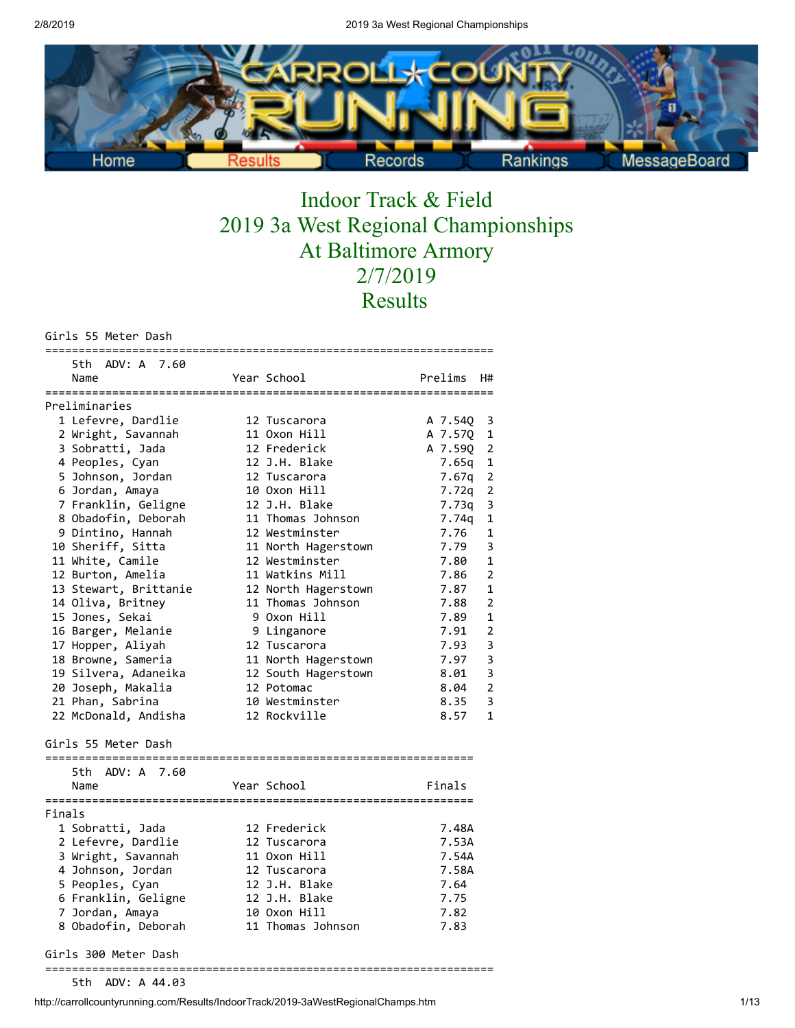Home | Results | Records | Rankings | MessageBoard

# Indoor Track & Field
# 2019 3a West Regional Championships
# At Baltimore Armory
# 2/7/2019
# Results

## Girls 55 Meter Dash

5th ADV: A 7.60

Preliminaries

| | Name | Year | School | Prelims | H# |
|---|---|---|---|---|---|
| 1 | Lefevre, Dardlie | 12 | Tuscarora | A 7.54Q | 3 |
| 2 | Wright, Savannah | 11 | Oxon Hill | A 7.57Q | 1 |
| 3 | Sobratti, Jada | 12 | Frederick | A 7.59Q | 2 |
| 4 | Peoples, Cyan | 12 | J.H. Blake | 7.65q | 1 |
| 5 | Johnson, Jordan | 12 | Tuscarora | 7.67q | 2 |
| 6 | Jordan, Amaya | 10 | Oxon Hill | 7.72q | 2 |
| 7 | Franklin, Geligne | 12 | J.H. Blake | 7.73q | 3 |
| 8 | Obadofin, Deborah | 11 | Thomas Johnson | 7.74q | 1 |
| 9 | Dintino, Hannah | 12 | Westminster | 7.76 | 1 |
| 10 | Sheriff, Sitta | 11 | North Hagerstown | 7.79 | 3 |
| 11 | White, Camile | 12 | Westminster | 7.80 | 1 |
| 12 | Burton, Amelia | 11 | Watkins Mill | 7.86 | 2 |
| 13 | Stewart, Brittanie | 12 | North Hagerstown | 7.87 | 1 |
| 14 | Oliva, Britney | 11 | Thomas Johnson | 7.88 | 2 |
| 15 | Jones, Sekai | 9 | Oxon Hill | 7.89 | 1 |
| 16 | Barger, Melanie | 9 | Linganore | 7.91 | 2 |
| 17 | Hopper, Aliyah | 12 | Tuscarora | 7.93 | 3 |
| 18 | Browne, Sameria | 11 | North Hagerstown | 7.97 | 3 |
| 19 | Silvera, Adaneika | 12 | South Hagerstown | 8.01 | 3 |
| 20 | Joseph, Makalia | 12 | Potomac | 8.04 | 2 |
| 21 | Phan, Sabrina | 10 | Westminster | 8.35 | 3 |
| 22 | McDonald, Andisha | 12 | Rockville | 8.57 | 1 |

## Girls 55 Meter Dash

5th ADV: A 7.60

Finals

| | Name | Year | School | Finals |
|---|---|---|---|---|
| 1 | Sobratti, Jada | 12 | Frederick | 7.48A |
| 2 | Lefevre, Dardlie | 12 | Tuscarora | 7.53A |
| 3 | Wright, Savannah | 11 | Oxon Hill | 7.54A |
| 4 | Johnson, Jordan | 12 | Tuscarora | 7.58A |
| 5 | Peoples, Cyan | 12 | J.H. Blake | 7.64 |
| 6 | Franklin, Geligne | 12 | J.H. Blake | 7.75 |
| 7 | Jordan, Amaya | 10 | Oxon Hill | 7.82 |
| 8 | Obadofin, Deborah | 11 | Thomas Johnson | 7.83 |

## Girls 300 Meter Dash

5th ADV: A 44.03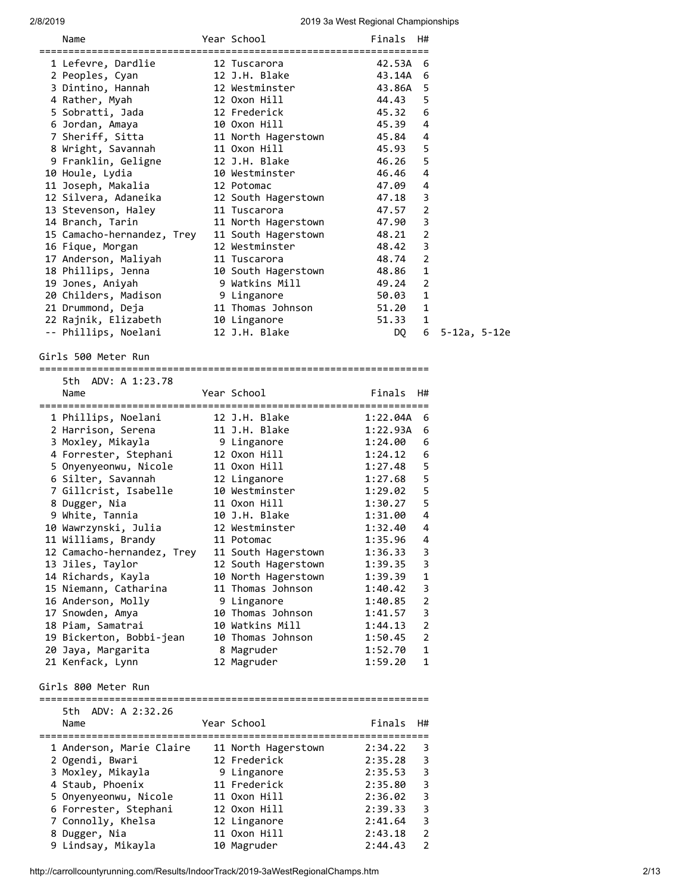| Place | Name | Year | School | Finals | H# | |
|---|---|---|---|---|---|---|
| 1 | Lefevre, Dardlie | 12 | Tuscarora | 42.53A | 6 | |
| 2 | Peoples, Cyan | 12 | J.H. Blake | 43.14A | 6 | |
| 3 | Dintino, Hannah | 12 | Westminster | 43.86A | 5 | |
| 4 | Rather, Myah | 12 | Oxon Hill | 44.43 | 5 | |
| 5 | Sobratti, Jada | 12 | Frederick | 45.32 | 6 | |
| 6 | Jordan, Amaya | 10 | Oxon Hill | 45.39 | 4 | |
| 7 | Sheriff, Sitta | 11 | North Hagerstown | 45.84 | 4 | |
| 8 | Wright, Savannah | 11 | Oxon Hill | 45.93 | 5 | |
| 9 | Franklin, Geligne | 12 | J.H. Blake | 46.26 | 5 | |
| 10 | Houle, Lydia | 10 | Westminster | 46.46 | 4 | |
| 11 | Joseph, Makalia | 12 | Potomac | 47.09 | 4 | |
| 12 | Silvera, Adaneika | 12 | South Hagerstown | 47.18 | 3 | |
| 13 | Stevenson, Haley | 11 | Tuscarora | 47.57 | 2 | |
| 14 | Branch, Tarin | 11 | North Hagerstown | 47.90 | 3 | |
| 15 | Camacho-hernandez, Trey | 11 | South Hagerstown | 48.21 | 2 | |
| 16 | Fique, Morgan | 12 | Westminster | 48.42 | 3 | |
| 17 | Anderson, Maliyah | 11 | Tuscarora | 48.74 | 2 | |
| 18 | Phillips, Jenna | 10 | South Hagerstown | 48.86 | 1 | |
| 19 | Jones, Aniyah | 9 | Watkins Mill | 49.24 | 2 | |
| 20 | Childers, Madison | 9 | Linganore | 50.03 | 1 | |
| 21 | Drummond, Deja | 11 | Thomas Johnson | 51.20 | 1 | |
| 22 | Rajnik, Elizabeth | 10 | Linganore | 51.33 | 1 | |
| -- | Phillips, Noelani | 12 | J.H. Blake | DQ | 6 | 5-12a, 5-12e |

## Girls 500 Meter Run

5th ADV: A 1:23.78

| Place | Name | Year | School | Finals | H# |
|---|---|---|---|---|---|
| 1 | Phillips, Noelani | 12 | J.H. Blake | 1:22.04A | 6 |
| 2 | Harrison, Serena | 11 | J.H. Blake | 1:22.93A | 6 |
| 3 | Moxley, Mikayla | 9 | Linganore | 1:24.00 | 6 |
| 4 | Forrester, Stephani | 12 | Oxon Hill | 1:24.12 | 6 |
| 5 | Onyenyeonwu, Nicole | 11 | Oxon Hill | 1:27.48 | 5 |
| 6 | Silter, Savannah | 12 | Linganore | 1:27.68 | 5 |
| 7 | Gillcrist, Isabelle | 10 | Westminster | 1:29.02 | 5 |
| 8 | Dugger, Nia | 11 | Oxon Hill | 1:30.27 | 5 |
| 9 | White, Tannia | 10 | J.H. Blake | 1:31.00 | 4 |
| 10 | Wawrzynski, Julia | 12 | Westminster | 1:32.40 | 4 |
| 11 | Williams, Brandy | 11 | Potomac | 1:35.96 | 4 |
| 12 | Camacho-hernandez, Trey | 11 | South Hagerstown | 1:36.33 | 3 |
| 13 | Jiles, Taylor | 12 | South Hagerstown | 1:39.35 | 3 |
| 14 | Richards, Kayla | 10 | North Hagerstown | 1:39.39 | 1 |
| 15 | Niemann, Catharina | 11 | Thomas Johnson | 1:40.42 | 3 |
| 16 | Anderson, Molly | 9 | Linganore | 1:40.85 | 2 |
| 17 | Snowden, Amya | 10 | Thomas Johnson | 1:41.57 | 3 |
| 18 | Piam, Samatrai | 10 | Watkins Mill | 1:44.13 | 2 |
| 19 | Bickerton, Bobbi-jean | 10 | Thomas Johnson | 1:50.45 | 2 |
| 20 | Jaya, Margarita | 8 | Magruder | 1:52.70 | 1 |
| 21 | Kenfack, Lynn | 12 | Magruder | 1:59.20 | 1 |

## Girls 800 Meter Run

5th ADV: A 2:32.26

| Place | Name | Year | School | Finals | H# |
|---|---|---|---|---|---|
| 1 | Anderson, Marie Claire | 11 | North Hagerstown | 2:34.22 | 3 |
| 2 | Ogendi, Bwari | 12 | Frederick | 2:35.28 | 3 |
| 3 | Moxley, Mikayla | 9 | Linganore | 2:35.53 | 3 |
| 4 | Staub, Phoenix | 11 | Frederick | 2:35.80 | 3 |
| 5 | Onyenyeonwu, Nicole | 11 | Oxon Hill | 2:36.02 | 3 |
| 6 | Forrester, Stephani | 12 | Oxon Hill | 2:39.33 | 3 |
| 7 | Connolly, Khelsa | 12 | Linganore | 2:41.64 | 3 |
| 8 | Dugger, Nia | 11 | Oxon Hill | 2:43.18 | 2 |
| 9 | Lindsay, Mikayla | 10 | Magruder | 2:44.43 | 2 |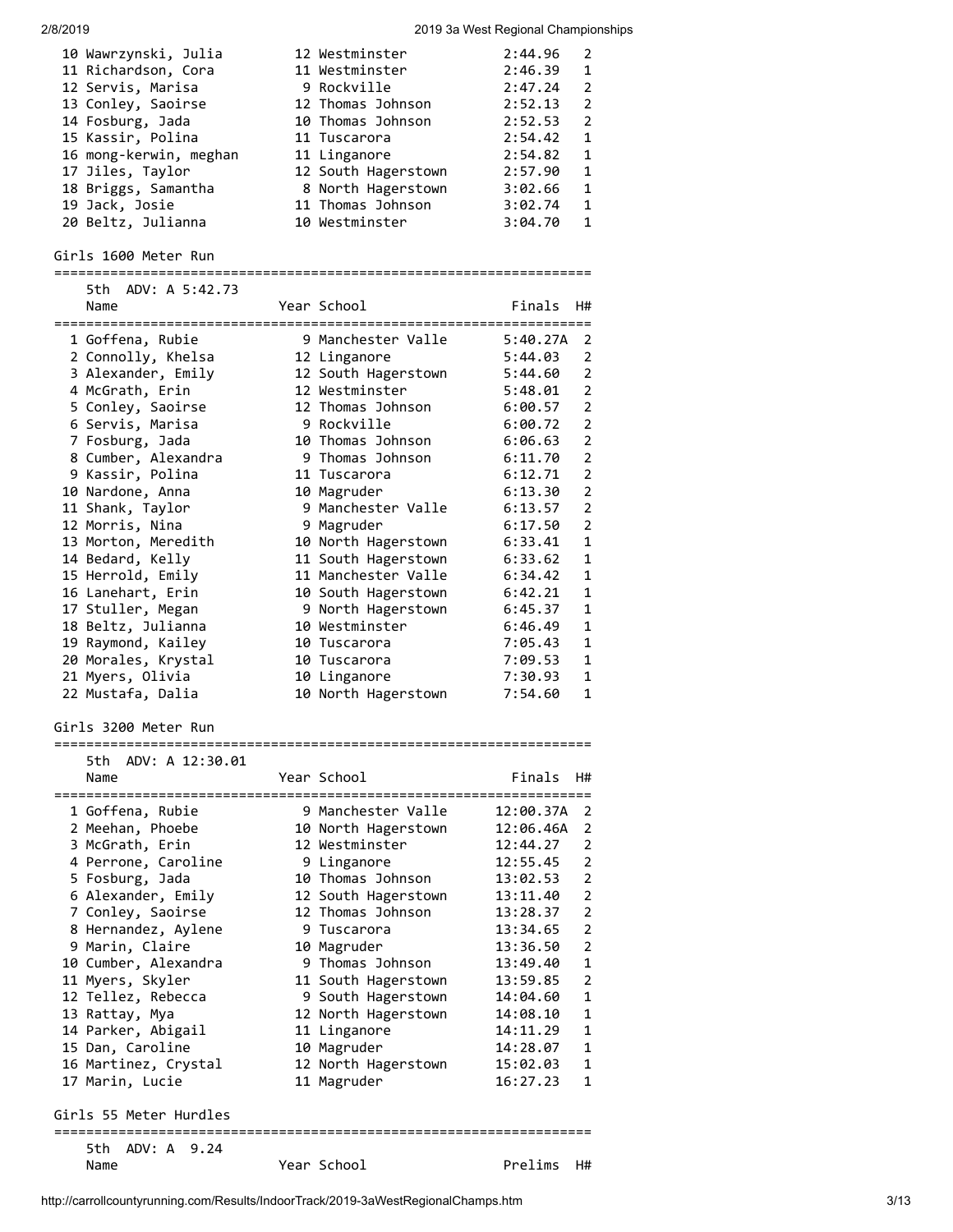| Place | Name | Year | School | Finals | H# |
|---|---|---|---|---|---|
| 10 | Wawrzynski, Julia | 12 | Westminster | 2:44.96 | 2 |
| 11 | Richardson, Cora | 11 | Westminster | 2:46.39 | 1 |
| 12 | Servis, Marisa | 9 | Rockville | 2:47.24 | 2 |
| 13 | Conley, Saoirse | 12 | Thomas Johnson | 2:52.13 | 2 |
| 14 | Fosburg, Jada | 10 | Thomas Johnson | 2:52.53 | 2 |
| 15 | Kassir, Polina | 11 | Tuscarora | 2:54.42 | 1 |
| 16 | mong-kerwin, meghan | 11 | Linganore | 2:54.82 | 1 |
| 17 | Jiles, Taylor | 12 | South Hagerstown | 2:57.90 | 1 |
| 18 | Briggs, Samantha | 8 | North Hagerstown | 3:02.66 | 1 |
| 19 | Jack, Josie | 11 | Thomas Johnson | 3:02.74 | 1 |
| 20 | Beltz, Julianna | 10 | Westminster | 3:04.70 | 1 |

## Girls 1600 Meter Run

5th ADV: A 5:42.73

| Place | Name | Year | School | Finals | H# |
|---|---|---|---|---|---|
| 1 | Goffena, Rubie | 9 | Manchester Valle | 5:40.27A | 2 |
| 2 | Connolly, Khelsa | 12 | Linganore | 5:44.03 | 2 |
| 3 | Alexander, Emily | 12 | South Hagerstown | 5:44.60 | 2 |
| 4 | McGrath, Erin | 12 | Westminster | 5:48.01 | 2 |
| 5 | Conley, Saoirse | 12 | Thomas Johnson | 6:00.57 | 2 |
| 6 | Servis, Marisa | 9 | Rockville | 6:00.72 | 2 |
| 7 | Fosburg, Jada | 10 | Thomas Johnson | 6:06.63 | 2 |
| 8 | Cumber, Alexandra | 9 | Thomas Johnson | 6:11.70 | 2 |
| 9 | Kassir, Polina | 11 | Tuscarora | 6:12.71 | 2 |
| 10 | Nardone, Anna | 10 | Magruder | 6:13.30 | 2 |
| 11 | Shank, Taylor | 9 | Manchester Valle | 6:13.57 | 2 |
| 12 | Morris, Nina | 9 | Magruder | 6:17.50 | 2 |
| 13 | Morton, Meredith | 10 | North Hagerstown | 6:33.41 | 1 |
| 14 | Bedard, Kelly | 11 | South Hagerstown | 6:33.62 | 1 |
| 15 | Herrold, Emily | 11 | Manchester Valle | 6:34.42 | 1 |
| 16 | Lanehart, Erin | 10 | South Hagerstown | 6:42.21 | 1 |
| 17 | Stuller, Megan | 9 | North Hagerstown | 6:45.37 | 1 |
| 18 | Beltz, Julianna | 10 | Westminster | 6:46.49 | 1 |
| 19 | Raymond, Kailey | 10 | Tuscarora | 7:05.43 | 1 |
| 20 | Morales, Krystal | 10 | Tuscarora | 7:09.53 | 1 |
| 21 | Myers, Olivia | 10 | Linganore | 7:30.93 | 1 |
| 22 | Mustafa, Dalia | 10 | North Hagerstown | 7:54.60 | 1 |

## Girls 3200 Meter Run

5th ADV: A 12:30.01

| Place | Name | Year | School | Finals | H# |
|---|---|---|---|---|---|
| 1 | Goffena, Rubie | 9 | Manchester Valle | 12:00.37A | 2 |
| 2 | Meehan, Phoebe | 10 | North Hagerstown | 12:06.46A | 2 |
| 3 | McGrath, Erin | 12 | Westminster | 12:44.27 | 2 |
| 4 | Perrone, Caroline | 9 | Linganore | 12:55.45 | 2 |
| 5 | Fosburg, Jada | 10 | Thomas Johnson | 13:02.53 | 2 |
| 6 | Alexander, Emily | 12 | South Hagerstown | 13:11.40 | 2 |
| 7 | Conley, Saoirse | 12 | Thomas Johnson | 13:28.37 | 2 |
| 8 | Hernandez, Aylene | 9 | Tuscarora | 13:34.65 | 2 |
| 9 | Marin, Claire | 10 | Magruder | 13:36.50 | 2 |
| 10 | Cumber, Alexandra | 9 | Thomas Johnson | 13:49.40 | 1 |
| 11 | Myers, Skyler | 11 | South Hagerstown | 13:59.85 | 2 |
| 12 | Tellez, Rebecca | 9 | South Hagerstown | 14:04.60 | 1 |
| 13 | Rattay, Mya | 12 | North Hagerstown | 14:08.10 | 1 |
| 14 | Parker, Abigail | 11 | Linganore | 14:11.29 | 1 |
| 15 | Dan, Caroline | 10 | Magruder | 14:28.07 | 1 |
| 16 | Martinez, Crystal | 12 | North Hagerstown | 15:02.03 | 1 |
| 17 | Marin, Lucie | 11 | Magruder | 16:27.23 | 1 |

## Girls 55 Meter Hurdles

5th ADV: A 9.24

| Name | Year | School | Prelims | H# |
|---|---|---|---|---|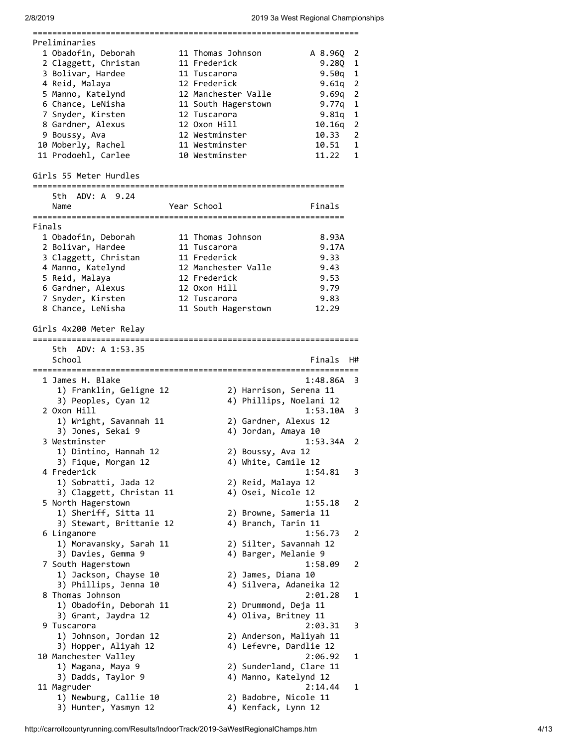### Preliminaries

| Place | Name | Year | School | Prelims | H# |
|---|---|---|---|---|---|
| 1 | Obadofin, Deborah | 11 | Thomas Johnson | A 8.96Q | 2 |
| 2 | Claggett, Christan | 11 | Frederick | 9.28Q | 1 |
| 3 | Bolivar, Hardee | 11 | Tuscarora | 9.50q | 1 |
| 4 | Reid, Malaya | 12 | Frederick | 9.61q | 2 |
| 5 | Manno, Katelynd | 12 | Manchester Valle | 9.69q | 2 |
| 6 | Chance, LeNisha | 11 | South Hagerstown | 9.77q | 1 |
| 7 | Snyder, Kirsten | 12 | Tuscarora | 9.81q | 1 |
| 8 | Gardner, Alexus | 12 | Oxon Hill | 10.16q | 2 |
| 9 | Boussy, Ava | 12 | Westminster | 10.33 | 2 |
| 10 | Moberly, Rachel | 11 | Westminster | 10.51 | 1 |
| 11 | Prodoehl, Carlee | 10 | Westminster | 11.22 | 1 |

## Girls 55 Meter Hurdles

5th ADV: A 9.24

### Finals

| Place | Name | Year | School | Finals |
|---|---|---|---|---|
| 1 | Obadofin, Deborah | 11 | Thomas Johnson | 8.93A |
| 2 | Bolivar, Hardee | 11 | Tuscarora | 9.17A |
| 3 | Claggett, Christan | 11 | Frederick | 9.33 |
| 4 | Manno, Katelynd | 12 | Manchester Valle | 9.43 |
| 5 | Reid, Malaya | 12 | Frederick | 9.53 |
| 6 | Gardner, Alexus | 12 | Oxon Hill | 9.79 |
| 7 | Snyder, Kirsten | 12 | Tuscarora | 9.83 |
| 8 | Chance, LeNisha | 11 | South Hagerstown | 12.29 |

## Girls 4x200 Meter Relay

5th ADV: A 1:53.35

| Place | School | Finals | H# |
|---|---|---|---|
| 1 | James H. Blake | 1:48.86A | 3 |
| | 1) Franklin, Geligne 12; 2) Harrison, Serena 11; 3) Peoples, Cyan 12; 4) Phillips, Noelani 12 | | |
| 2 | Oxon Hill | 1:53.10A | 3 |
| | 1) Wright, Savannah 11; 2) Gardner, Alexus 12; 3) Jones, Sekai 9; 4) Jordan, Amaya 10 | | |
| 3 | Westminster | 1:53.34A | 2 |
| | 1) Dintino, Hannah 12; 2) Boussy, Ava 12; 3) Fique, Morgan 12; 4) White, Camile 12 | | |
| 4 | Frederick | 1:54.81 | 3 |
| | 1) Sobratti, Jada 12; 2) Reid, Malaya 12; 3) Claggett, Christan 11; 4) Osei, Nicole 12 | | |
| 5 | North Hagerstown | 1:55.18 | 2 |
| | 1) Sheriff, Sitta 11; 2) Browne, Sameria 11; 3) Stewart, Brittanie 12; 4) Branch, Tarin 11 | | |
| 6 | Linganore | 1:56.73 | 2 |
| | 1) Moravansky, Sarah 11; 2) Silter, Savannah 12; 3) Davies, Gemma 9; 4) Barger, Melanie 9 | | |
| 7 | South Hagerstown | 1:58.09 | 2 |
| | 1) Jackson, Chayse 10; 2) James, Diana 10; 3) Phillips, Jenna 10; 4) Silvera, Adaneika 12 | | |
| 8 | Thomas Johnson | 2:01.28 | 1 |
| | 1) Obadofin, Deborah 11; 2) Drummond, Deja 11; 3) Grant, Jaydra 12; 4) Oliva, Britney 11 | | |
| 9 | Tuscarora | 2:03.31 | 3 |
| | 1) Johnson, Jordan 12; 2) Anderson, Maliyah 11; 3) Hopper, Aliyah 12; 4) Lefevre, Dardlie 12 | | |
| 10 | Manchester Valley | 2:06.92 | 1 |
| | 1) Magana, Maya 9; 2) Sunderland, Clare 11; 3) Dadds, Taylor 9; 4) Manno, Katelynd 12 | | |
| 11 | Magruder | 2:14.44 | 1 |
| | 1) Newburg, Callie 10; 2) Badobre, Nicole 11; 3) Hunter, Yasmyn 12; 4) Kenfack, Lynn 12 | | |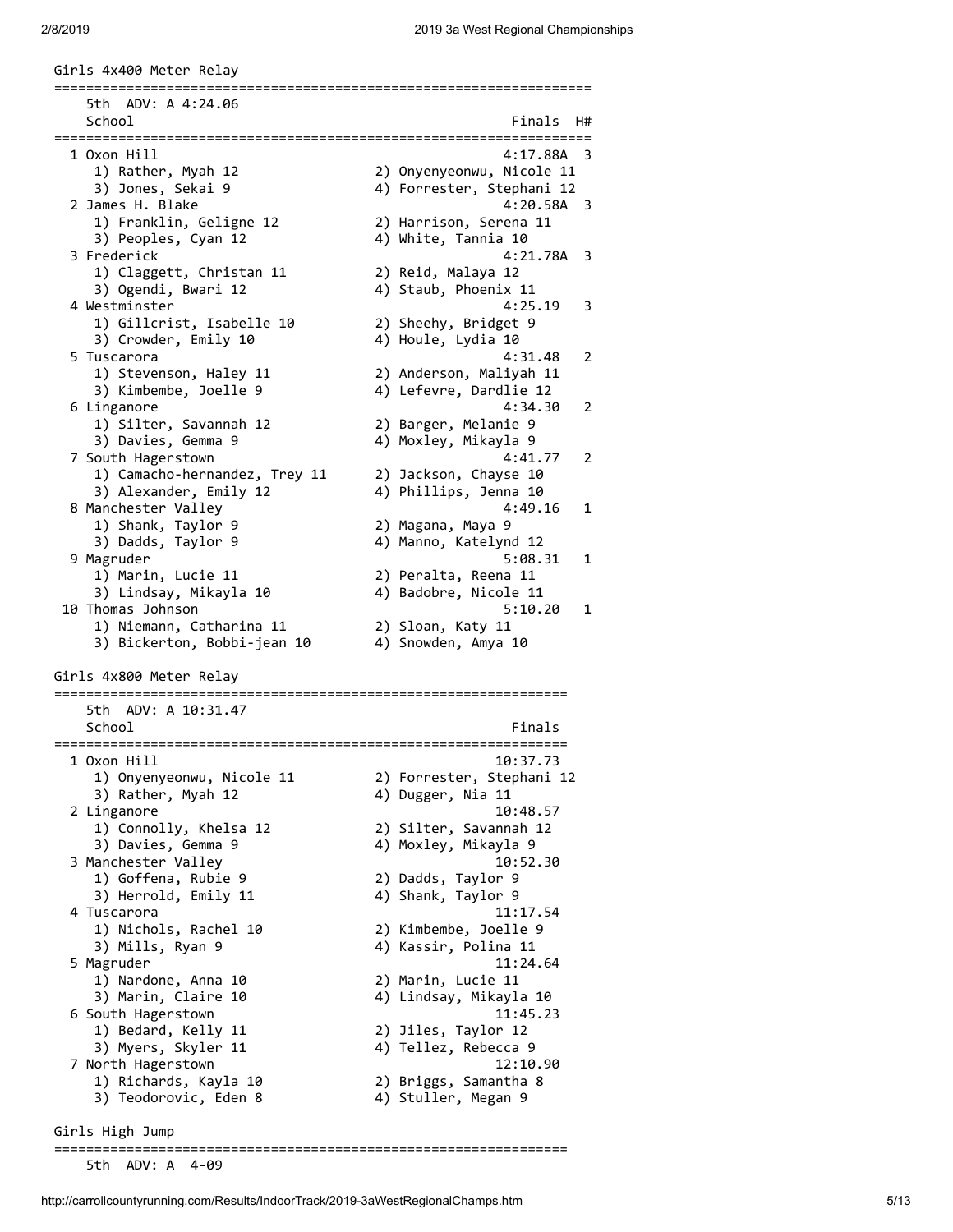## Girls 4x400 Meter Relay

5th ADV: A 4:24.06

| Place | School | Finals | H# |
|---|---|---|---|
| 1 | Oxon Hill | 4:17.88A | 3 |
| | 1) Rather, Myah 12; 2) Onyenyeonwu, Nicole 11; 3) Jones, Sekai 9; 4) Forrester, Stephani 12 | | |
| 2 | James H. Blake | 4:20.58A | 3 |
| | 1) Franklin, Geligne 12; 2) Harrison, Serena 11; 3) Peoples, Cyan 12; 4) White, Tannia 10 | | |
| 3 | Frederick | 4:21.78A | 3 |
| | 1) Claggett, Christan 11; 2) Reid, Malaya 12; 3) Ogendi, Bwari 12; 4) Staub, Phoenix 11 | | |
| 4 | Westminster | 4:25.19 | 3 |
| | 1) Gillcrist, Isabelle 10; 2) Sheehy, Bridget 9; 3) Crowder, Emily 10; 4) Houle, Lydia 10 | | |
| 5 | Tuscarora | 4:31.48 | 2 |
| | 1) Stevenson, Haley 11; 2) Anderson, Maliyah 11; 3) Kimbembe, Joelle 9; 4) Lefevre, Dardlie 12 | | |
| 6 | Linganore | 4:34.30 | 2 |
| | 1) Silter, Savannah 12; 2) Barger, Melanie 9; 3) Davies, Gemma 9; 4) Moxley, Mikayla 9 | | |
| 7 | South Hagerstown | 4:41.77 | 2 |
| | 1) Camacho-hernandez, Trey 11; 2) Jackson, Chayse 10; 3) Alexander, Emily 12; 4) Phillips, Jenna 10 | | |
| 8 | Manchester Valley | 4:49.16 | 1 |
| | 1) Shank, Taylor 9; 2) Magana, Maya 9; 3) Dadds, Taylor 9; 4) Manno, Katelynd 12 | | |
| 9 | Magruder | 5:08.31 | 1 |
| | 1) Marin, Lucie 11; 2) Peralta, Reena 11; 3) Lindsay, Mikayla 10; 4) Badobre, Nicole 11 | | |
| 10 | Thomas Johnson | 5:10.20 | 1 |
| | 1) Niemann, Catharina 11; 2) Sloan, Katy 11; 3) Bickerton, Bobbi-jean 10; 4) Snowden, Amya 10 | | |

## Girls 4x800 Meter Relay

5th ADV: A 10:31.47

| Place | School | Finals |
|---|---|---|
| 1 | Oxon Hill | 10:37.73 |
| | 1) Onyenyeonwu, Nicole 11; 2) Forrester, Stephani 12; 3) Rather, Myah 12; 4) Dugger, Nia 11 | |
| 2 | Linganore | 10:48.57 |
| | 1) Connolly, Khelsa 12; 2) Silter, Savannah 12; 3) Davies, Gemma 9; 4) Moxley, Mikayla 9 | |
| 3 | Manchester Valley | 10:52.30 |
| | 1) Goffena, Rubie 9; 2) Dadds, Taylor 9; 3) Herrold, Emily 11; 4) Shank, Taylor 9 | |
| 4 | Tuscarora | 11:17.54 |
| | 1) Nichols, Rachel 10; 2) Kimbembe, Joelle 9; 3) Mills, Ryan 9; 4) Kassir, Polina 11 | |
| 5 | Magruder | 11:24.64 |
| | 1) Nardone, Anna 10; 2) Marin, Lucie 11; 3) Marin, Claire 10; 4) Lindsay, Mikayla 10 | |
| 6 | South Hagerstown | 11:45.23 |
| | 1) Bedard, Kelly 11; 2) Jiles, Taylor 12; 3) Myers, Skyler 11; 4) Tellez, Rebecca 9 | |
| 7 | North Hagerstown | 12:10.90 |
| | 1) Richards, Kayla 10; 2) Briggs, Samantha 8; 3) Teodorovic, Eden 8; 4) Stuller, Megan 9 | |

## Girls High Jump

5th ADV: A 4-09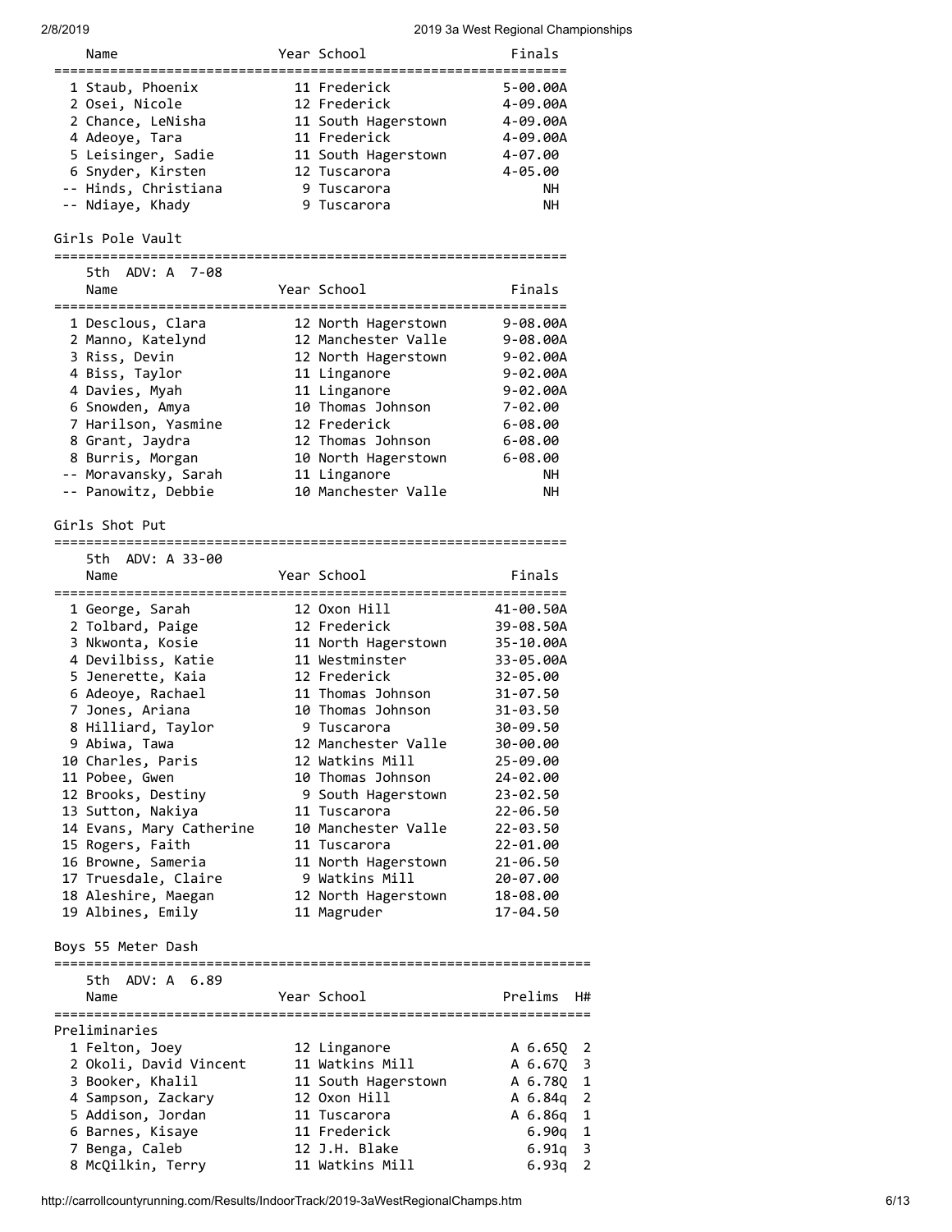| | Name | Year | School | Finals |
|---|---|---|---|---|
| 1 | Staub, Phoenix | 11 | Frederick | 5-00.00A |
| 2 | Osei, Nicole | 12 | Frederick | 4-09.00A |
| 2 | Chance, LeNisha | 11 | South Hagerstown | 4-09.00A |
| 4 | Adeoye, Tara | 11 | Frederick | 4-09.00A |
| 5 | Leisinger, Sadie | 11 | South Hagerstown | 4-07.00 |
| 6 | Snyder, Kirsten | 12 | Tuscarora | 4-05.00 |
| -- | Hinds, Christiana | 9 | Tuscarora | NH |
| -- | Ndiaye, Khady | 9 | Tuscarora | NH |

## Girls Pole Vault

5th ADV: A 7-08

| | Name | Year | School | Finals |
|---|---|---|---|---|
| 1 | Desclous, Clara | 12 | North Hagerstown | 9-08.00A |
| 2 | Manno, Katelynd | 12 | Manchester Valle | 9-08.00A |
| 3 | Riss, Devin | 12 | North Hagerstown | 9-02.00A |
| 4 | Biss, Taylor | 11 | Linganore | 9-02.00A |
| 4 | Davies, Myah | 11 | Linganore | 9-02.00A |
| 6 | Snowden, Amya | 10 | Thomas Johnson | 7-02.00 |
| 7 | Harilson, Yasmine | 12 | Frederick | 6-08.00 |
| 8 | Grant, Jaydra | 12 | Thomas Johnson | 6-08.00 |
| 8 | Burris, Morgan | 10 | North Hagerstown | 6-08.00 |
| -- | Moravansky, Sarah | 11 | Linganore | NH |
| -- | Panowitz, Debbie | 10 | Manchester Valle | NH |

## Girls Shot Put

5th ADV: A 33-00

| | Name | Year | School | Finals |
|---|---|---|---|---|
| 1 | George, Sarah | 12 | Oxon Hill | 41-00.50A |
| 2 | Tolbard, Paige | 12 | Frederick | 39-08.50A |
| 3 | Nkwonta, Kosie | 11 | North Hagerstown | 35-10.00A |
| 4 | Devilbiss, Katie | 11 | Westminster | 33-05.00A |
| 5 | Jenerette, Kaia | 12 | Frederick | 32-05.00 |
| 6 | Adeoye, Rachael | 11 | Thomas Johnson | 31-07.50 |
| 7 | Jones, Ariana | 10 | Thomas Johnson | 31-03.50 |
| 8 | Hilliard, Taylor | 9 | Tuscarora | 30-09.50 |
| 9 | Abiwa, Tawa | 12 | Manchester Valle | 30-00.00 |
| 10 | Charles, Paris | 12 | Watkins Mill | 25-09.00 |
| 11 | Pobee, Gwen | 10 | Thomas Johnson | 24-02.00 |
| 12 | Brooks, Destiny | 9 | South Hagerstown | 23-02.50 |
| 13 | Sutton, Nakiya | 11 | Tuscarora | 22-06.50 |
| 14 | Evans, Mary Catherine | 10 | Manchester Valle | 22-03.50 |
| 15 | Rogers, Faith | 11 | Tuscarora | 22-01.00 |
| 16 | Browne, Sameria | 11 | North Hagerstown | 21-06.50 |
| 17 | Truesdale, Claire | 9 | Watkins Mill | 20-07.00 |
| 18 | Aleshire, Maegan | 12 | North Hagerstown | 18-08.00 |
| 19 | Albines, Emily | 11 | Magruder | 17-04.50 |

## Boys 55 Meter Dash

5th ADV: A 6.89

Preliminaries

| | Name | Year | School | Prelims | H# |
|---|---|---|---|---|---|
| 1 | Felton, Joey | 12 | Linganore | A 6.65Q | 2 |
| 2 | Okoli, David Vincent | 11 | Watkins Mill | A 6.67Q | 3 |
| 3 | Booker, Khalil | 11 | South Hagerstown | A 6.78Q | 1 |
| 4 | Sampson, Zackary | 12 | Oxon Hill | A 6.84q | 2 |
| 5 | Addison, Jordan | 11 | Tuscarora | A 6.86q | 1 |
| 6 | Barnes, Kisaye | 11 | Frederick | 6.90q | 1 |
| 7 | Benga, Caleb | 12 | J.H. Blake | 6.91q | 3 |
| 8 | McQilkin, Terry | 11 | Watkins Mill | 6.93q | 2 |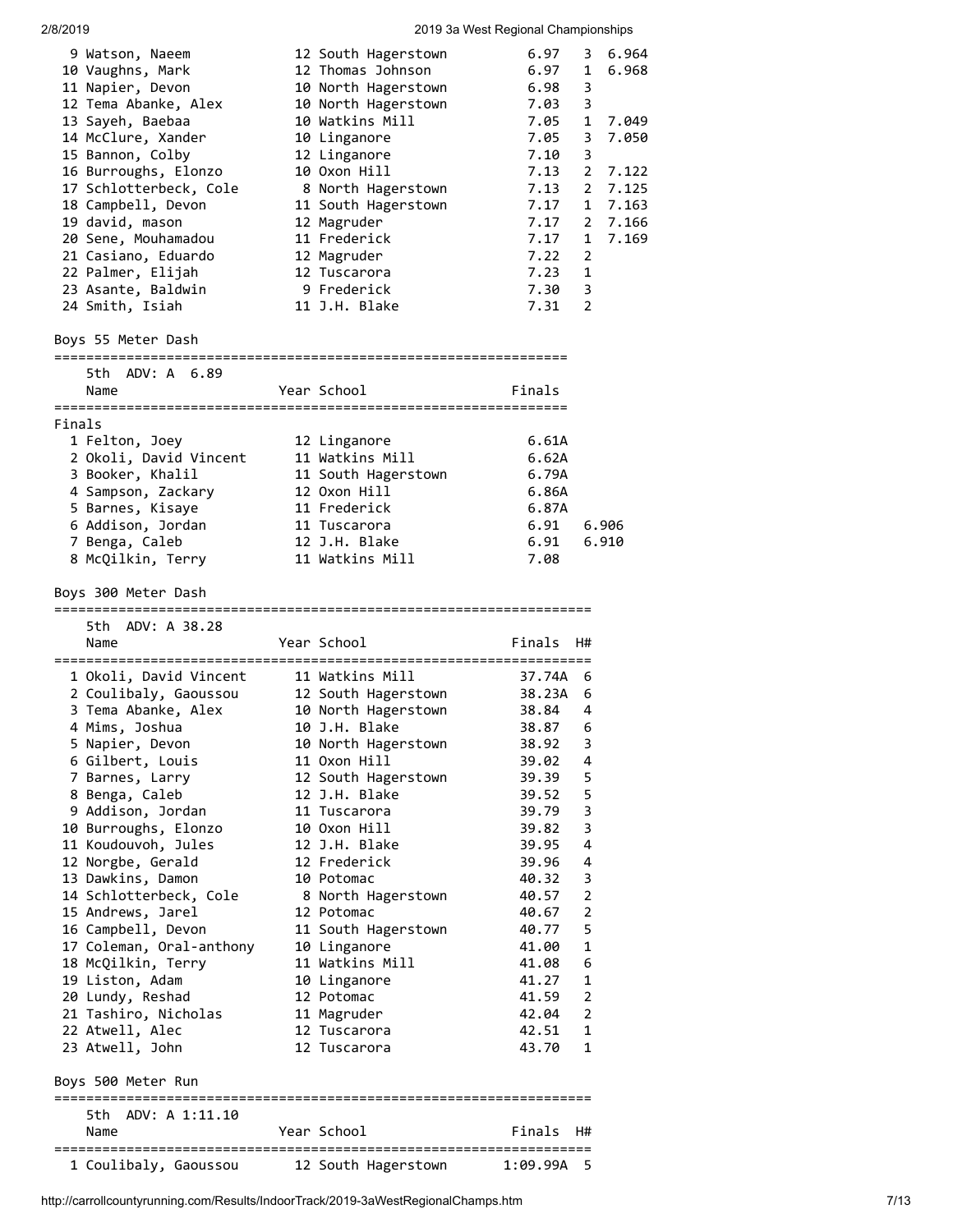| Place | Name | Year | School | Prelims | H# | Tiebreak |
|---|---|---|---|---|---|---|
| 9 | Watson, Naeem | 12 | South Hagerstown | 6.97 | 3 | 6.964 |
| 10 | Vaughns, Mark | 12 | Thomas Johnson | 6.97 | 1 | 6.968 |
| 11 | Napier, Devon | 10 | North Hagerstown | 6.98 | 3 | |
| 12 | Tema Abanke, Alex | 10 | North Hagerstown | 7.03 | 3 | |
| 13 | Sayeh, Baebaa | 10 | Watkins Mill | 7.05 | 1 | 7.049 |
| 14 | McClure, Xander | 10 | Linganore | 7.05 | 3 | 7.050 |
| 15 | Bannon, Colby | 12 | Linganore | 7.10 | 3 | |
| 16 | Burroughs, Elonzo | 10 | Oxon Hill | 7.13 | 2 | 7.122 |
| 17 | Schlotterbeck, Cole | 8 | North Hagerstown | 7.13 | 2 | 7.125 |
| 18 | Campbell, Devon | 11 | South Hagerstown | 7.17 | 1 | 7.163 |
| 19 | david, mason | 12 | Magruder | 7.17 | 2 | 7.166 |
| 20 | Sene, Mouhamadou | 11 | Frederick | 7.17 | 1 | 7.169 |
| 21 | Casiano, Eduardo | 12 | Magruder | 7.22 | 2 | |
| 22 | Palmer, Elijah | 12 | Tuscarora | 7.23 | 1 | |
| 23 | Asante, Baldwin | 9 | Frederick | 7.30 | 3 | |
| 24 | Smith, Isiah | 11 | J.H. Blake | 7.31 | 2 | |

## Boys 55 Meter Dash

5th ADV: A 6.89

Finals

| Place | Name | Year | School | Finals | Tiebreak |
|---|---|---|---|---|---|
| 1 | Felton, Joey | 12 | Linganore | 6.61A | |
| 2 | Okoli, David Vincent | 11 | Watkins Mill | 6.62A | |
| 3 | Booker, Khalil | 11 | South Hagerstown | 6.79A | |
| 4 | Sampson, Zackary | 12 | Oxon Hill | 6.86A | |
| 5 | Barnes, Kisaye | 11 | Frederick | 6.87A | |
| 6 | Addison, Jordan | 11 | Tuscarora | 6.91 | 6.906 |
| 7 | Benga, Caleb | 12 | J.H. Blake | 6.91 | 6.910 |
| 8 | McQilkin, Terry | 11 | Watkins Mill | 7.08 | |

## Boys 300 Meter Dash

5th ADV: A 38.28

| Place | Name | Year | School | Finals | H# |
|---|---|---|---|---|---|
| 1 | Okoli, David Vincent | 11 | Watkins Mill | 37.74A | 6 |
| 2 | Coulibaly, Gaoussou | 12 | South Hagerstown | 38.23A | 6 |
| 3 | Tema Abanke, Alex | 10 | North Hagerstown | 38.84 | 4 |
| 4 | Mims, Joshua | 10 | J.H. Blake | 38.87 | 6 |
| 5 | Napier, Devon | 10 | North Hagerstown | 38.92 | 3 |
| 6 | Gilbert, Louis | 11 | Oxon Hill | 39.02 | 4 |
| 7 | Barnes, Larry | 12 | South Hagerstown | 39.39 | 5 |
| 8 | Benga, Caleb | 12 | J.H. Blake | 39.52 | 5 |
| 9 | Addison, Jordan | 11 | Tuscarora | 39.79 | 3 |
| 10 | Burroughs, Elonzo | 10 | Oxon Hill | 39.82 | 3 |
| 11 | Koudouvoh, Jules | 12 | J.H. Blake | 39.95 | 4 |
| 12 | Norgbe, Gerald | 12 | Frederick | 39.96 | 4 |
| 13 | Dawkins, Damon | 10 | Potomac | 40.32 | 3 |
| 14 | Schlotterbeck, Cole | 8 | North Hagerstown | 40.57 | 2 |
| 15 | Andrews, Jarel | 12 | Potomac | 40.67 | 2 |
| 16 | Campbell, Devon | 11 | South Hagerstown | 40.77 | 5 |
| 17 | Coleman, Oral-anthony | 10 | Linganore | 41.00 | 1 |
| 18 | McQilkin, Terry | 11 | Watkins Mill | 41.08 | 6 |
| 19 | Liston, Adam | 10 | Linganore | 41.27 | 1 |
| 20 | Lundy, Reshad | 12 | Potomac | 41.59 | 2 |
| 21 | Tashiro, Nicholas | 11 | Magruder | 42.04 | 2 |
| 22 | Atwell, Alec | 12 | Tuscarora | 42.51 | 1 |
| 23 | Atwell, John | 12 | Tuscarora | 43.70 | 1 |

## Boys 500 Meter Run

5th ADV: A 1:11.10

| Place | Name | Year | School | Finals | H# |
|---|---|---|---|---|---|
| 1 | Coulibaly, Gaoussou | 12 | South Hagerstown | 1:09.99A | 5 |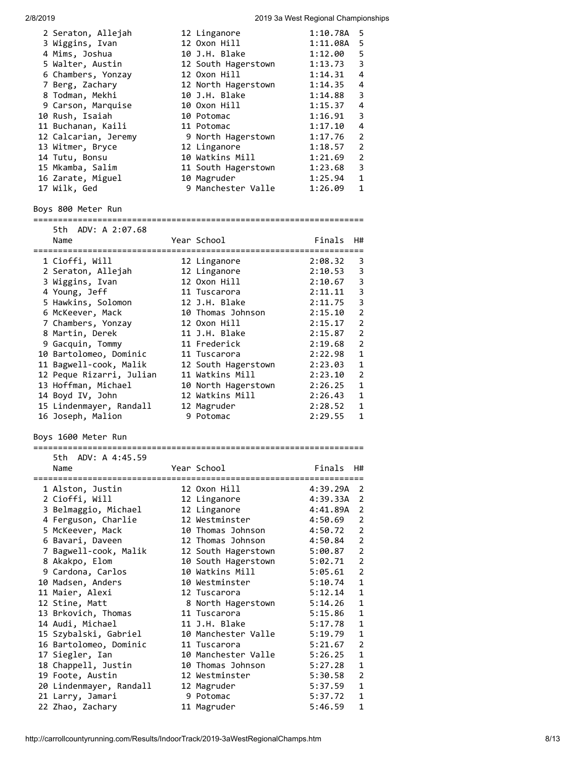| | Name | Year | School | Finals | H# |
|---|---|---|---|---|---|
| 2 | Seraton, Allejah | 12 | Linganore | 1:10.78A | 5 |
| 3 | Wiggins, Ivan | 12 | Oxon Hill | 1:11.08A | 5 |
| 4 | Mims, Joshua | 10 | J.H. Blake | 1:12.00 | 5 |
| 5 | Walter, Austin | 12 | South Hagerstown | 1:13.73 | 3 |
| 6 | Chambers, Yonzay | 12 | Oxon Hill | 1:14.31 | 4 |
| 7 | Berg, Zachary | 12 | North Hagerstown | 1:14.35 | 4 |
| 8 | Todman, Mekhi | 10 | J.H. Blake | 1:14.88 | 3 |
| 9 | Carson, Marquise | 10 | Oxon Hill | 1:15.37 | 4 |
| 10 | Rush, Isaiah | 10 | Potomac | 1:16.91 | 3 |
| 11 | Buchanan, Kaili | 11 | Potomac | 1:17.10 | 4 |
| 12 | Calcarian, Jeremy | 9 | North Hagerstown | 1:17.76 | 2 |
| 13 | Witmer, Bryce | 12 | Linganore | 1:18.57 | 2 |
| 14 | Tutu, Bonsu | 10 | Watkins Mill | 1:21.69 | 2 |
| 15 | Mkamba, Salim | 11 | South Hagerstown | 1:23.68 | 3 |
| 16 | Zarate, Miguel | 10 | Magruder | 1:25.94 | 1 |
| 17 | Wilk, Ged | 9 | Manchester Valle | 1:26.09 | 1 |

## Boys 800 Meter Run

5th ADV: A 2:07.68

| | Name | Year | School | Finals | H# |
|---|---|---|---|---|---|
| 1 | Cioffi, Will | 12 | Linganore | 2:08.32 | 3 |
| 2 | Seraton, Allejah | 12 | Linganore | 2:10.53 | 3 |
| 3 | Wiggins, Ivan | 12 | Oxon Hill | 2:10.67 | 3 |
| 4 | Young, Jeff | 11 | Tuscarora | 2:11.11 | 3 |
| 5 | Hawkins, Solomon | 12 | J.H. Blake | 2:11.75 | 3 |
| 6 | McKeever, Mack | 10 | Thomas Johnson | 2:15.10 | 2 |
| 7 | Chambers, Yonzay | 12 | Oxon Hill | 2:15.17 | 2 |
| 8 | Martin, Derek | 11 | J.H. Blake | 2:15.87 | 2 |
| 9 | Gacquin, Tommy | 11 | Frederick | 2:19.68 | 2 |
| 10 | Bartolomeo, Dominic | 11 | Tuscarora | 2:22.98 | 1 |
| 11 | Bagwell-cook, Malik | 12 | South Hagerstown | 2:23.03 | 1 |
| 12 | Peque Rizarri, Julian | 11 | Watkins Mill | 2:23.10 | 2 |
| 13 | Hoffman, Michael | 10 | North Hagerstown | 2:26.25 | 1 |
| 14 | Boyd IV, John | 12 | Watkins Mill | 2:26.43 | 1 |
| 15 | Lindenmayer, Randall | 12 | Magruder | 2:28.52 | 1 |
| 16 | Joseph, Malion | 9 | Potomac | 2:29.55 | 1 |

## Boys 1600 Meter Run

5th ADV: A 4:45.59

| | Name | Year | School | Finals | H# |
|---|---|---|---|---|---|
| 1 | Alston, Justin | 12 | Oxon Hill | 4:39.29A | 2 |
| 2 | Cioffi, Will | 12 | Linganore | 4:39.33A | 2 |
| 3 | Belmaggio, Michael | 12 | Linganore | 4:41.89A | 2 |
| 4 | Ferguson, Charlie | 12 | Westminster | 4:50.69 | 2 |
| 5 | McKeever, Mack | 10 | Thomas Johnson | 4:50.72 | 2 |
| 6 | Bavari, Daveen | 12 | Thomas Johnson | 4:50.84 | 2 |
| 7 | Bagwell-cook, Malik | 12 | South Hagerstown | 5:00.87 | 2 |
| 8 | Akakpo, Elom | 10 | South Hagerstown | 5:02.71 | 2 |
| 9 | Cardona, Carlos | 10 | Watkins Mill | 5:05.61 | 2 |
| 10 | Madsen, Anders | 10 | Westminster | 5:10.74 | 1 |
| 11 | Maier, Alexi | 12 | Tuscarora | 5:12.14 | 1 |
| 12 | Stine, Matt | 8 | North Hagerstown | 5:14.26 | 1 |
| 13 | Brkovich, Thomas | 11 | Tuscarora | 5:15.86 | 1 |
| 14 | Audi, Michael | 11 | J.H. Blake | 5:17.78 | 1 |
| 15 | Szybalski, Gabriel | 10 | Manchester Valle | 5:19.79 | 1 |
| 16 | Bartolomeo, Dominic | 11 | Tuscarora | 5:21.67 | 2 |
| 17 | Siegler, Ian | 10 | Manchester Valle | 5:26.25 | 1 |
| 18 | Chappell, Justin | 10 | Thomas Johnson | 5:27.28 | 1 |
| 19 | Foote, Austin | 12 | Westminster | 5:30.58 | 2 |
| 20 | Lindenmayer, Randall | 12 | Magruder | 5:37.59 | 1 |
| 21 | Larry, Jamari | 9 | Potomac | 5:37.72 | 1 |
| 22 | Zhao, Zachary | 11 | Magruder | 5:46.59 | 1 |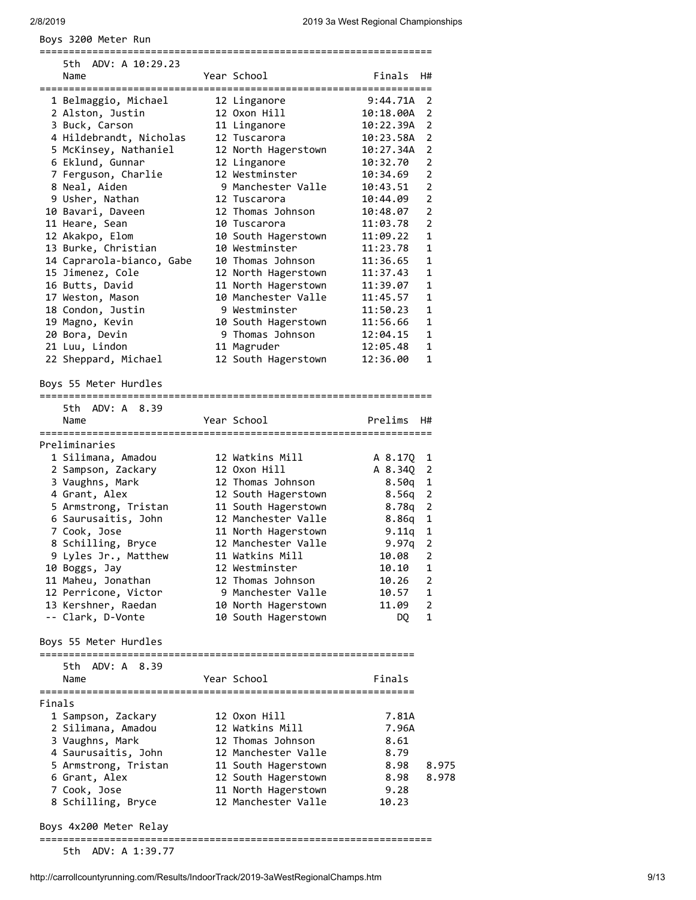## Boys 3200 Meter Run

5th ADV: A 10:29.23

| Place | Name | Year | School | Finals | H# |
|---|---|---|---|---|---|
| 1 | Belmaggio, Michael | 12 | Linganore | 9:44.71A | 2 |
| 2 | Alston, Justin | 12 | Oxon Hill | 10:18.00A | 2 |
| 3 | Buck, Carson | 11 | Linganore | 10:22.39A | 2 |
| 4 | Hildebrandt, Nicholas | 12 | Tuscarora | 10:23.58A | 2 |
| 5 | McKinsey, Nathaniel | 12 | North Hagerstown | 10:27.34A | 2 |
| 6 | Eklund, Gunnar | 12 | Linganore | 10:32.70 | 2 |
| 7 | Ferguson, Charlie | 12 | Westminster | 10:34.69 | 2 |
| 8 | Neal, Aiden | 9 | Manchester Valle | 10:43.51 | 2 |
| 9 | Usher, Nathan | 12 | Tuscarora | 10:44.09 | 2 |
| 10 | Bavari, Daveen | 12 | Thomas Johnson | 10:48.07 | 2 |
| 11 | Heare, Sean | 10 | Tuscarora | 11:03.78 | 2 |
| 12 | Akakpo, Elom | 10 | South Hagerstown | 11:09.22 | 1 |
| 13 | Burke, Christian | 10 | Westminster | 11:23.78 | 1 |
| 14 | Caprarola-bianco, Gabe | 10 | Thomas Johnson | 11:36.65 | 1 |
| 15 | Jimenez, Cole | 12 | North Hagerstown | 11:37.43 | 1 |
| 16 | Butts, David | 11 | North Hagerstown | 11:39.07 | 1 |
| 17 | Weston, Mason | 10 | Manchester Valle | 11:45.57 | 1 |
| 18 | Condon, Justin | 9 | Westminster | 11:50.23 | 1 |
| 19 | Magno, Kevin | 10 | South Hagerstown | 11:56.66 | 1 |
| 20 | Bora, Devin | 9 | Thomas Johnson | 12:04.15 | 1 |
| 21 | Luu, Lindon | 11 | Magruder | 12:05.48 | 1 |
| 22 | Sheppard, Michael | 12 | South Hagerstown | 12:36.00 | 1 |

## Boys 55 Meter Hurdles

5th ADV: A 8.39

Preliminaries

| Place | Name | Year | School | Prelims | H# |
|---|---|---|---|---|---|
| 1 | Silimana, Amadou | 12 | Watkins Mill | A 8.17Q | 1 |
| 2 | Sampson, Zackary | 12 | Oxon Hill | A 8.34Q | 2 |
| 3 | Vaughns, Mark | 12 | Thomas Johnson | 8.50q | 1 |
| 4 | Grant, Alex | 12 | South Hagerstown | 8.56q | 2 |
| 5 | Armstrong, Tristan | 11 | South Hagerstown | 8.78q | 2 |
| 6 | Saurusaitis, John | 12 | Manchester Valle | 8.86q | 1 |
| 7 | Cook, Jose | 11 | North Hagerstown | 9.11q | 1 |
| 8 | Schilling, Bryce | 12 | Manchester Valle | 9.97q | 2 |
| 9 | Lyles Jr., Matthew | 11 | Watkins Mill | 10.08 | 2 |
| 10 | Boggs, Jay | 12 | Westminster | 10.10 | 1 |
| 11 | Maheu, Jonathan | 12 | Thomas Johnson | 10.26 | 2 |
| 12 | Perricone, Victor | 9 | Manchester Valle | 10.57 | 1 |
| 13 | Kershner, Raedan | 10 | North Hagerstown | 11.09 | 2 |
| -- | Clark, D-Vonte | 10 | South Hagerstown | DQ | 1 |

## Boys 55 Meter Hurdles

5th ADV: A 8.39

Finals

| Place | Name | Year | School | Finals | |
|---|---|---|---|---|---|
| 1 | Sampson, Zackary | 12 | Oxon Hill | 7.81A | |
| 2 | Silimana, Amadou | 12 | Watkins Mill | 7.96A | |
| 3 | Vaughns, Mark | 12 | Thomas Johnson | 8.61 | |
| 4 | Saurusaitis, John | 12 | Manchester Valle | 8.79 | |
| 5 | Armstrong, Tristan | 11 | South Hagerstown | 8.98 | 8.975 |
| 6 | Grant, Alex | 12 | South Hagerstown | 8.98 | 8.978 |
| 7 | Cook, Jose | 11 | North Hagerstown | 9.28 | |
| 8 | Schilling, Bryce | 12 | Manchester Valle | 10.23 | |

## Boys 4x200 Meter Relay

5th ADV: A 1:39.77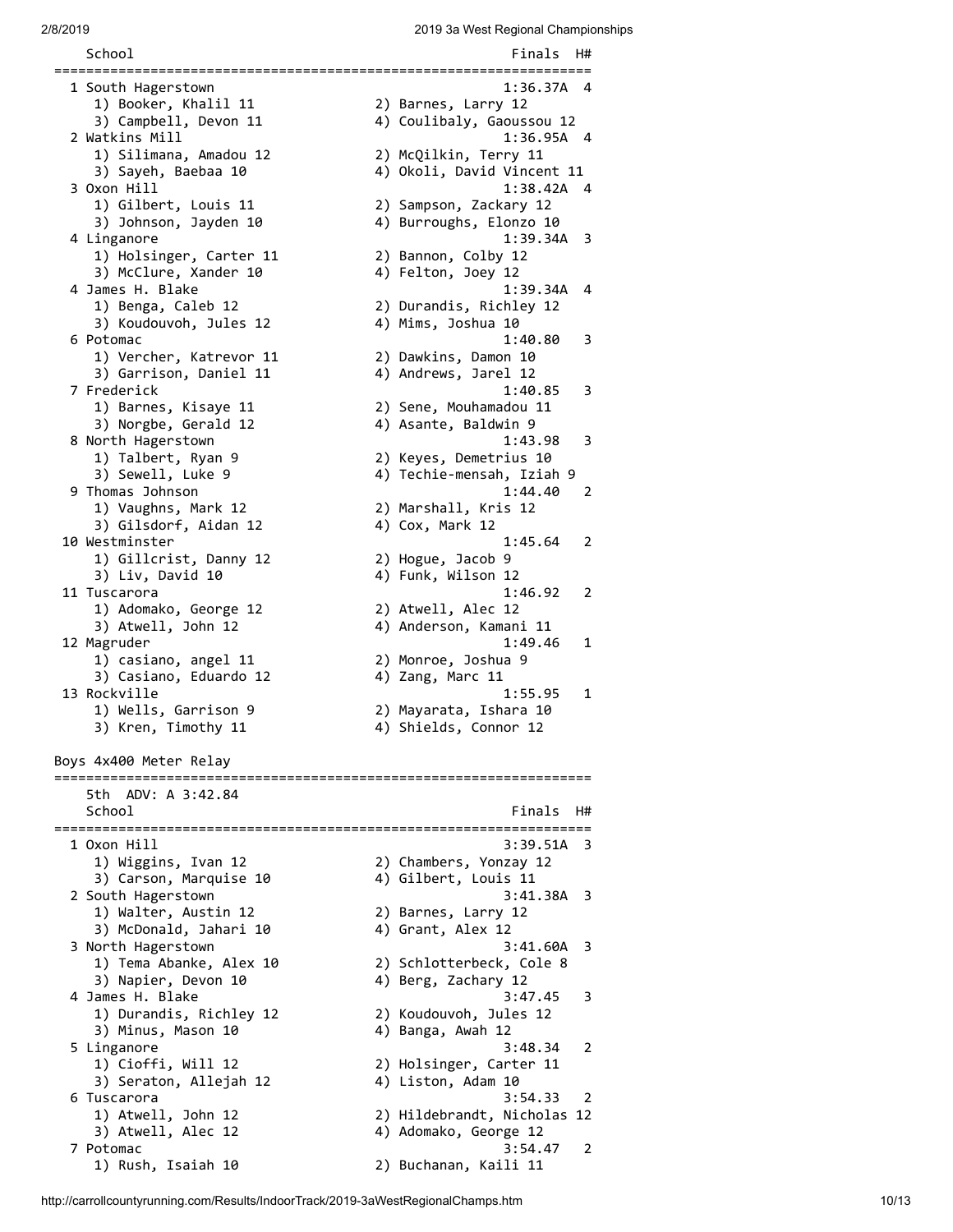| Place | School | Finals | H# |
|---|---|---|---|
| 1 | South Hagerstown | 1:36.37A | 4 |
| | 1) Booker, Khalil 11; 2) Barnes, Larry 12; 3) Campbell, Devon 11; 4) Coulibaly, Gaoussou 12 | | |
| 2 | Watkins Mill | 1:36.95A | 4 |
| | 1) Silimana, Amadou 12; 2) McQilkin, Terry 11; 3) Sayeh, Baebaa 10; 4) Okoli, David Vincent 11 | | |
| 3 | Oxon Hill | 1:38.42A | 4 |
| | 1) Gilbert, Louis 11; 2) Sampson, Zackary 12; 3) Johnson, Jayden 10; 4) Burroughs, Elonzo 10 | | |
| 4 | Linganore | 1:39.34A | 3 |
| | 1) Holsinger, Carter 11; 2) Bannon, Colby 12; 3) McClure, Xander 10; 4) Felton, Joey 12 | | |
| 4 | James H. Blake | 1:39.34A | 4 |
| | 1) Benga, Caleb 12; 2) Durandis, Richley 12; 3) Koudouvoh, Jules 12; 4) Mims, Joshua 10 | | |
| 6 | Potomac | 1:40.80 | 3 |
| | 1) Vercher, Katrevor 11; 2) Dawkins, Damon 10; 3) Garrison, Daniel 11; 4) Andrews, Jarel 12 | | |
| 7 | Frederick | 1:40.85 | 3 |
| | 1) Barnes, Kisaye 11; 2) Sene, Mouhamadou 11; 3) Norgbe, Gerald 12; 4) Asante, Baldwin 9 | | |
| 8 | North Hagerstown | 1:43.98 | 3 |
| | 1) Talbert, Ryan 9; 2) Keyes, Demetrius 10; 3) Sewell, Luke 9; 4) Techie-mensah, Iziah 9 | | |
| 9 | Thomas Johnson | 1:44.40 | 2 |
| | 1) Vaughns, Mark 12; 2) Marshall, Kris 12; 3) Gilsdorf, Aidan 12; 4) Cox, Mark 12 | | |
| 10 | Westminster | 1:45.64 | 2 |
| | 1) Gillcrist, Danny 12; 2) Hogue, Jacob 9; 3) Liv, David 10; 4) Funk, Wilson 12 | | |
| 11 | Tuscarora | 1:46.92 | 2 |
| | 1) Adomako, George 12; 2) Atwell, Alec 12; 3) Atwell, John 12; 4) Anderson, Kamani 11 | | |
| 12 | Magruder | 1:49.46 | 1 |
| | 1) casiano, angel 11; 2) Monroe, Joshua 9; 3) Casiano, Eduardo 12; 4) Zang, Marc 11 | | |
| 13 | Rockville | 1:55.95 | 1 |
| | 1) Wells, Garrison 9; 2) Mayarata, Ishara 10; 3) Kren, Timothy 11; 4) Shields, Connor 12 | | |

## Boys 4x400 Meter Relay

5th ADV: A 3:42.84

| Place | School | Finals | H# |
|---|---|---|---|
| 1 | Oxon Hill | 3:39.51A | 3 |
| | 1) Wiggins, Ivan 12; 2) Chambers, Yonzay 12; 3) Carson, Marquise 10; 4) Gilbert, Louis 11 | | |
| 2 | South Hagerstown | 3:41.38A | 3 |
| | 1) Walter, Austin 12; 2) Barnes, Larry 12; 3) McDonald, Jahari 10; 4) Grant, Alex 12 | | |
| 3 | North Hagerstown | 3:41.60A | 3 |
| | 1) Tema Abanke, Alex 10; 2) Schlotterbeck, Cole 8; 3) Napier, Devon 10; 4) Berg, Zachary 12 | | |
| 4 | James H. Blake | 3:47.45 | 3 |
| | 1) Durandis, Richley 12; 2) Koudouvoh, Jules 12; 3) Minus, Mason 10; 4) Banga, Awah 12 | | |
| 5 | Linganore | 3:48.34 | 2 |
| | 1) Cioffi, Will 12; 2) Holsinger, Carter 11; 3) Seraton, Allejah 12; 4) Liston, Adam 10 | | |
| 6 | Tuscarora | 3:54.33 | 2 |
| | 1) Atwell, John 12; 2) Hildebrandt, Nicholas 12; 3) Atwell, Alec 12; 4) Adomako, George 12 | | |
| 7 | Potomac | 3:54.47 | 2 |
| | 1) Rush, Isaiah 10; 2) Buchanan, Kaili 11 | | |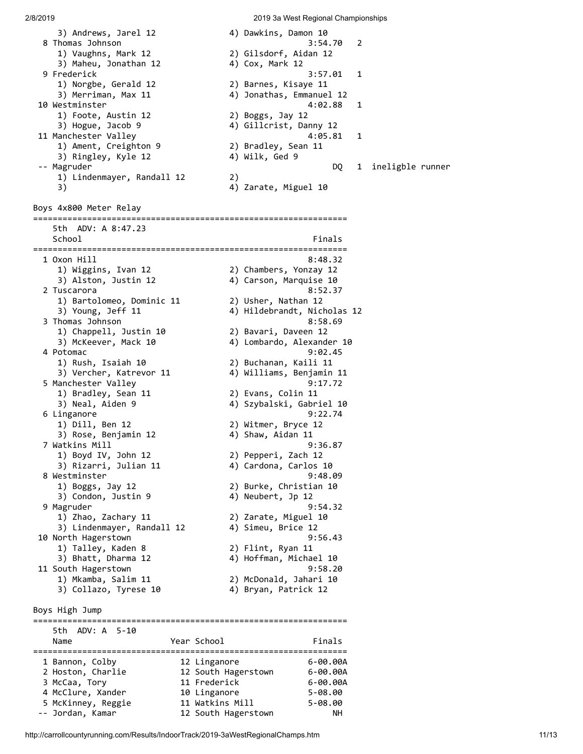| Place | School / Runners | Finals | Points | Note |
|---|---|---|---|---|
| | 3) Andrews, Jarel 12 — 4) Dawkins, Damon 10 | | | |
| 8 | Thomas Johnson | 3:54.70 | 2 | |
| | 1) Vaughns, Mark 12 — 2) Gilsdorf, Aidan 12 | | | |
| | 3) Maheu, Jonathan 12 — 4) Cox, Mark 12 | | | |
| 9 | Frederick | 3:57.01 | 1 | |
| | 1) Norgbe, Gerald 12 — 2) Barnes, Kisaye 11 | | | |
| | 3) Merriman, Max 11 — 4) Jonathas, Emmanuel 12 | | | |
| 10 | Westminster | 4:02.88 | 1 | |
| | 1) Foote, Austin 12 — 2) Boggs, Jay 12 | | | |
| | 3) Hogue, Jacob 9 — 4) Gillcrist, Danny 12 | | | |
| 11 | Manchester Valley | 4:05.81 | 1 | |
| | 1) Ament, Creighton 9 — 2) Bradley, Sean 11 | | | |
| | 3) Ringley, Kyle 12 — 4) Wilk, Ged 9 | | | |
| -- | Magruder | DQ | 1 | ineligble runner |
| | 1) Lindenmayer, Randall 12 — 2) | | | |
| | 3) — 4) Zarate, Miguel 10 | | | |

## Boys 4x800 Meter Relay

5th ADV: A 8:47.23

| Place | School | Finals |
|---|---|---|
| 1 | Oxon Hill | 8:48.32 |
| | 1) Wiggins, Ivan 12 — 2) Chambers, Yonzay 12 | |
| | 3) Alston, Justin 12 — 4) Carson, Marquise 10 | |
| 2 | Tuscarora | 8:52.37 |
| | 1) Bartolomeo, Dominic 11 — 2) Usher, Nathan 12 | |
| | 3) Young, Jeff 11 — 4) Hildebrandt, Nicholas 12 | |
| 3 | Thomas Johnson | 8:58.69 |
| | 1) Chappell, Justin 10 — 2) Bavari, Daveen 12 | |
| | 3) McKeever, Mack 10 — 4) Lombardo, Alexander 10 | |
| 4 | Potomac | 9:02.45 |
| | 1) Rush, Isaiah 10 — 2) Buchanan, Kaili 11 | |
| | 3) Vercher, Katrevor 11 — 4) Williams, Benjamin 11 | |
| 5 | Manchester Valley | 9:17.72 |
| | 1) Bradley, Sean 11 — 2) Evans, Colin 11 | |
| | 3) Neal, Aiden 9 — 4) Szybalski, Gabriel 10 | |
| 6 | Linganore | 9:22.74 |
| | 1) Dill, Ben 12 — 2) Witmer, Bryce 12 | |
| | 3) Rose, Benjamin 12 — 4) Shaw, Aidan 11 | |
| 7 | Watkins Mill | 9:36.87 |
| | 1) Boyd IV, John 12 — 2) Pepperi, Zach 12 | |
| | 3) Rizarri, Julian 11 — 4) Cardona, Carlos 10 | |
| 8 | Westminster | 9:48.09 |
| | 1) Boggs, Jay 12 — 2) Burke, Christian 10 | |
| | 3) Condon, Justin 9 — 4) Neubert, Jp 12 | |
| 9 | Magruder | 9:54.32 |
| | 1) Zhao, Zachary 11 — 2) Zarate, Miguel 10 | |
| | 3) Lindenmayer, Randall 12 — 4) Simeu, Brice 12 | |
| 10 | North Hagerstown | 9:56.43 |
| | 1) Talley, Kaden 8 — 2) Flint, Ryan 11 | |
| | 3) Bhatt, Dharma 12 — 4) Hoffman, Michael 10 | |
| 11 | South Hagerstown | 9:58.20 |
| | 1) Mkamba, Salim 11 — 2) McDonald, Jahari 10 | |
| | 3) Collazo, Tyrese 10 — 4) Bryan, Patrick 12 | |

## Boys High Jump

5th ADV: A 5-10

| Place | Name | Year | School | Finals |
|---|---|---|---|---|
| 1 | Bannon, Colby | 12 | Linganore | 6-00.00A |
| 2 | Hoston, Charlie | 12 | South Hagerstown | 6-00.00A |
| 3 | McCaa, Tory | 11 | Frederick | 6-00.00A |
| 4 | McClure, Xander | 10 | Linganore | 5-08.00 |
| 5 | McKinney, Reggie | 11 | Watkins Mill | 5-08.00 |
| -- | Jordan, Kamar | 12 | South Hagerstown | NH |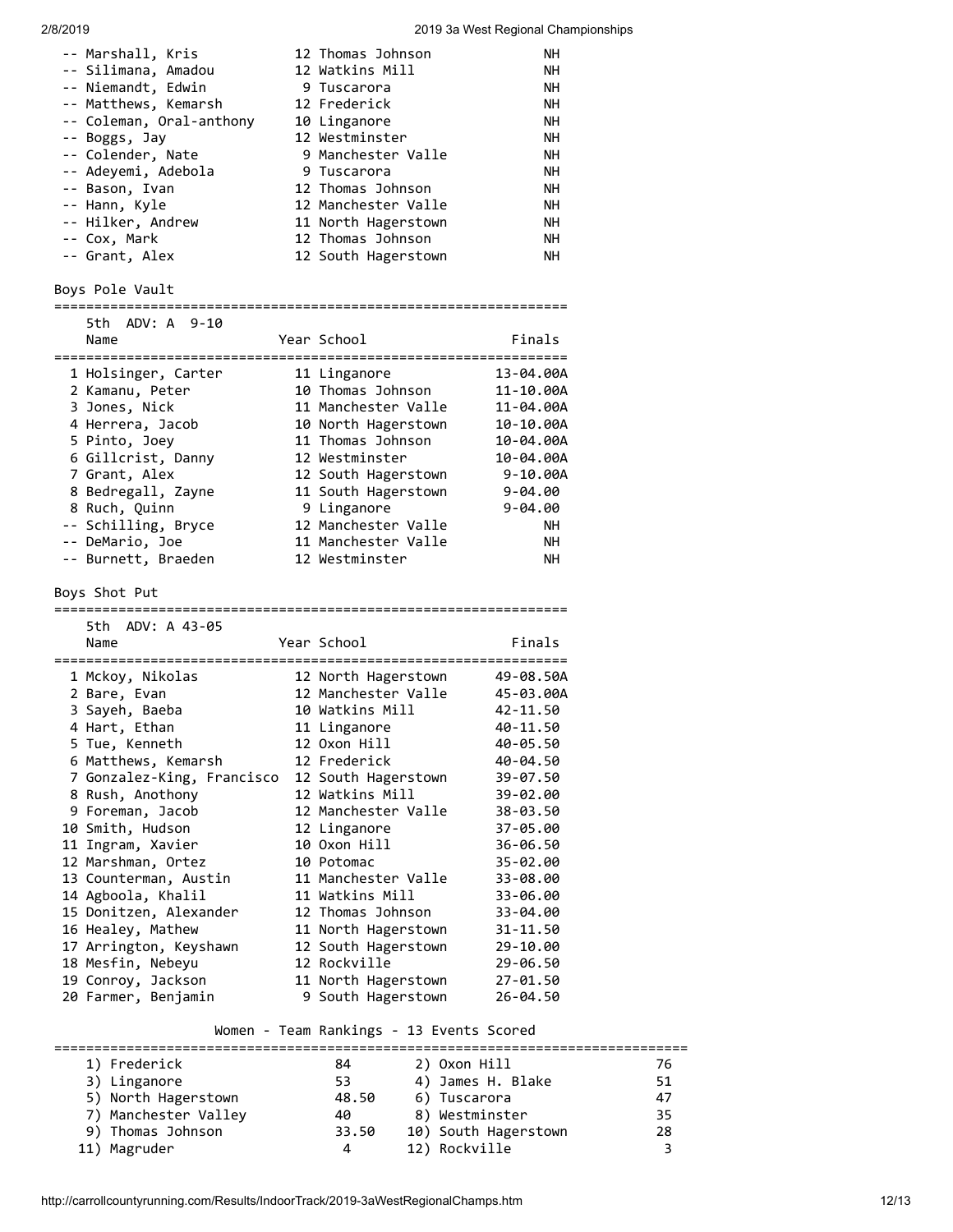| Place | Name | Year | School | Finals |
|---|---|---|---|---|
| -- | Marshall, Kris | 12 | Thomas Johnson | NH |
| -- | Silimana, Amadou | 12 | Watkins Mill | NH |
| -- | Niemandt, Edwin | 9 | Tuscarora | NH |
| -- | Matthews, Kemarsh | 12 | Frederick | NH |
| -- | Coleman, Oral-anthony | 10 | Linganore | NH |
| -- | Boggs, Jay | 12 | Westminster | NH |
| -- | Colender, Nate | 9 | Manchester Valle | NH |
| -- | Adeyemi, Adebola | 9 | Tuscarora | NH |
| -- | Bason, Ivan | 12 | Thomas Johnson | NH |
| -- | Hann, Kyle | 12 | Manchester Valle | NH |
| -- | Hilker, Andrew | 11 | North Hagerstown | NH |
| -- | Cox, Mark | 12 | Thomas Johnson | NH |
| -- | Grant, Alex | 12 | South Hagerstown | NH |

## Boys Pole Vault

5th ADV: A 9-10

| Place | Name | Year | School | Finals |
|---|---|---|---|---|
| 1 | Holsinger, Carter | 11 | Linganore | 13-04.00A |
| 2 | Kamanu, Peter | 10 | Thomas Johnson | 11-10.00A |
| 3 | Jones, Nick | 11 | Manchester Valle | 11-04.00A |
| 4 | Herrera, Jacob | 10 | North Hagerstown | 10-10.00A |
| 5 | Pinto, Joey | 11 | Thomas Johnson | 10-04.00A |
| 6 | Gillcrist, Danny | 12 | Westminster | 10-04.00A |
| 7 | Grant, Alex | 12 | South Hagerstown | 9-10.00A |
| 8 | Bedregall, Zayne | 11 | South Hagerstown | 9-04.00 |
| 8 | Ruch, Quinn | 9 | Linganore | 9-04.00 |
| -- | Schilling, Bryce | 12 | Manchester Valle | NH |
| -- | DeMario, Joe | 11 | Manchester Valle | NH |
| -- | Burnett, Braeden | 12 | Westminster | NH |

## Boys Shot Put

5th ADV: A 43-05

| Place | Name | Year | School | Finals |
|---|---|---|---|---|
| 1 | Mckoy, Nikolas | 12 | North Hagerstown | 49-08.50A |
| 2 | Bare, Evan | 12 | Manchester Valle | 45-03.00A |
| 3 | Sayeh, Baeba | 10 | Watkins Mill | 42-11.50 |
| 4 | Hart, Ethan | 11 | Linganore | 40-11.50 |
| 5 | Tue, Kenneth | 12 | Oxon Hill | 40-05.50 |
| 6 | Matthews, Kemarsh | 12 | Frederick | 40-04.50 |
| 7 | Gonzalez-King, Francisco | 12 | South Hagerstown | 39-07.50 |
| 8 | Rush, Anothony | 12 | Watkins Mill | 39-02.00 |
| 9 | Foreman, Jacob | 12 | Manchester Valle | 38-03.50 |
| 10 | Smith, Hudson | 12 | Linganore | 37-05.00 |
| 11 | Ingram, Xavier | 10 | Oxon Hill | 36-06.50 |
| 12 | Marshman, Ortez | 10 | Potomac | 35-02.00 |
| 13 | Counterman, Austin | 11 | Manchester Valle | 33-08.00 |
| 14 | Agboola, Khalil | 11 | Watkins Mill | 33-06.00 |
| 15 | Donitzen, Alexander | 12 | Thomas Johnson | 33-04.00 |
| 16 | Healey, Mathew | 11 | North Hagerstown | 31-11.50 |
| 17 | Arrington, Keyshawn | 12 | South Hagerstown | 29-10.00 |
| 18 | Mesfin, Nebeyu | 12 | Rockville | 29-06.50 |
| 19 | Conroy, Jackson | 11 | North Hagerstown | 27-01.50 |
| 20 | Farmer, Benjamin | 9 | South Hagerstown | 26-04.50 |

## Women - Team Rankings - 13 Events Scored

| Rank | Team | Points | Rank | Team | Points |
|---|---|---|---|---|---|
| 1) | Frederick | 84 | 2) | Oxon Hill | 76 |
| 3) | Linganore | 53 | 4) | James H. Blake | 51 |
| 5) | North Hagerstown | 48.50 | 6) | Tuscarora | 47 |
| 7) | Manchester Valley | 40 | 8) | Westminster | 35 |
| 9) | Thomas Johnson | 33.50 | 10) | South Hagerstown | 28 |
| 11) | Magruder | 4 | 12) | Rockville | 3 |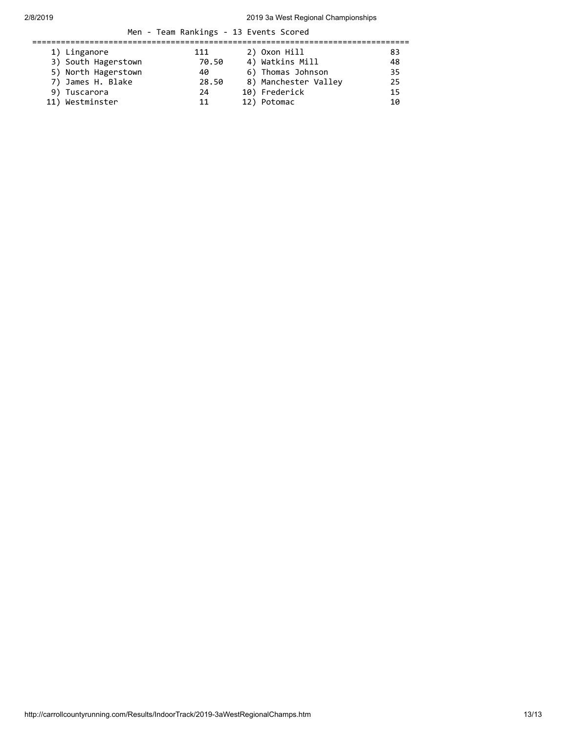Men - Team Rankings - 13 Events Scored

| | | | |
|---|---|---|---|
| 1) Linganore | 111 | 2) Oxon Hill | 83 |
| 3) South Hagerstown | 70.50 | 4) Watkins Mill | 48 |
| 5) North Hagerstown | 40 | 6) Thomas Johnson | 35 |
| 7) James H. Blake | 28.50 | 8) Manchester Valley | 25 |
| 9) Tuscarora | 24 | 10) Frederick | 15 |
| 11) Westminster | 11 | 12) Potomac | 10 |